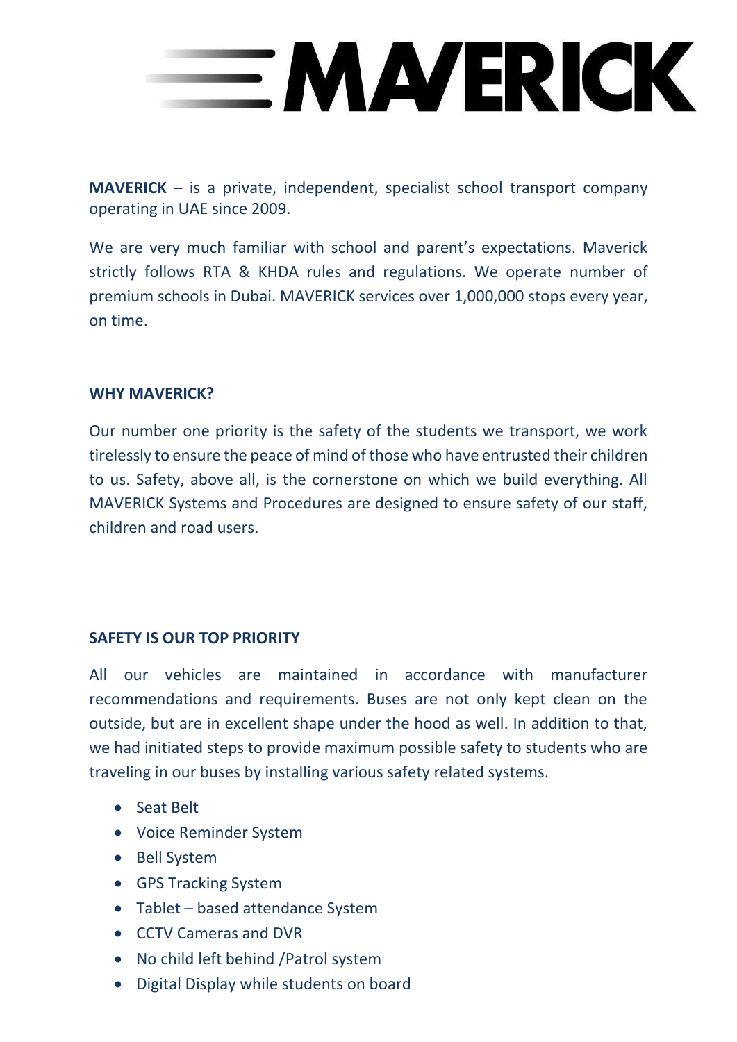# MAVERICK

**MAVERICK** – is a private, independent, specialist school transport company operating in UAE since 2009.

We are very much familiar with school and parent's expectations. Maverick strictly follows RTA & KHDA rules and regulations. We operate number of premium schools in Dubai. MAVERICK services over 1,000,000 stops every year, on time.

## WHY MAVERICK?

Our number one priority is the safety of the students we transport, we work tirelessly to ensure the peace of mind of those who have entrusted their children to us. Safety, above all, is the cornerstone on which we build everything. All MAVERICK Systems and Procedures are designed to ensure safety of our staff, children and road users.

## SAFETY IS OUR TOP PRIORITY

All our vehicles are maintained in accordance with manufacturer recommendations and requirements. Buses are not only kept clean on the outside, but are in excellent shape under the hood as well. In addition to that, we had initiated steps to provide maximum possible safety to students who are traveling in our buses by installing various safety related systems.

- Seat Belt
- Voice Reminder System
- Bell System
- GPS Tracking System
- Tablet – based attendance System
- CCTV Cameras and DVR
- No child left behind /Patrol system
- Digital Display while students on board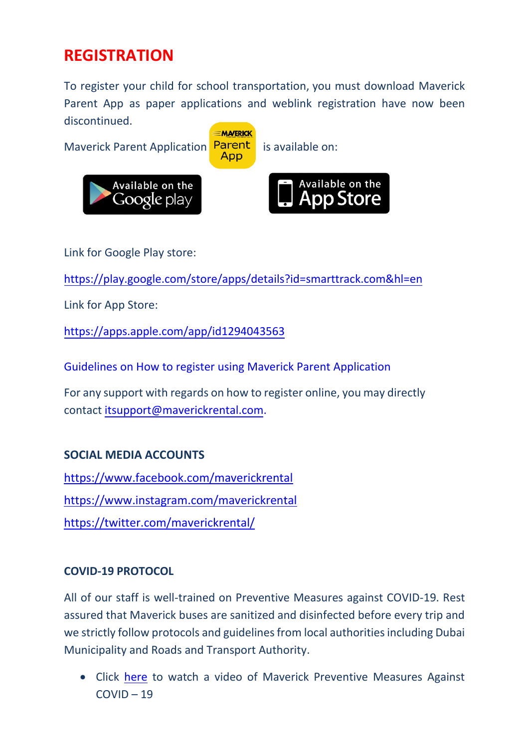## REGISTRATION

To register your child for school transportation, you must download Maverick Parent App as paper applications and weblink registration have now been discontinued.

Maverick Parent Application is available on:

Link for Google Play store:

https://play.google.com/store/apps/details?id=smarttrack.com&hl=en

Link for App Store:

https://apps.apple.com/app/id1294043563

Guidelines on How to register using Maverick Parent Application

For any support with regards on how to register online, you may directly contact itsupport@maverickrental.com.

**SOCIAL MEDIA ACCOUNTS**

https://www.facebook.com/maverickrental

https://www.instagram.com/maverickrental

https://twitter.com/maverickrental/

**COVID-19 PROTOCOL**

All of our staff is well-trained on Preventive Measures against COVID-19. Rest assured that Maverick buses are sanitized and disinfected before every trip and we strictly follow protocols and guidelines from local authorities including Dubai Municipality and Roads and Transport Authority.

- Click here to watch a video of Maverick Preventive Measures Against COVID – 19